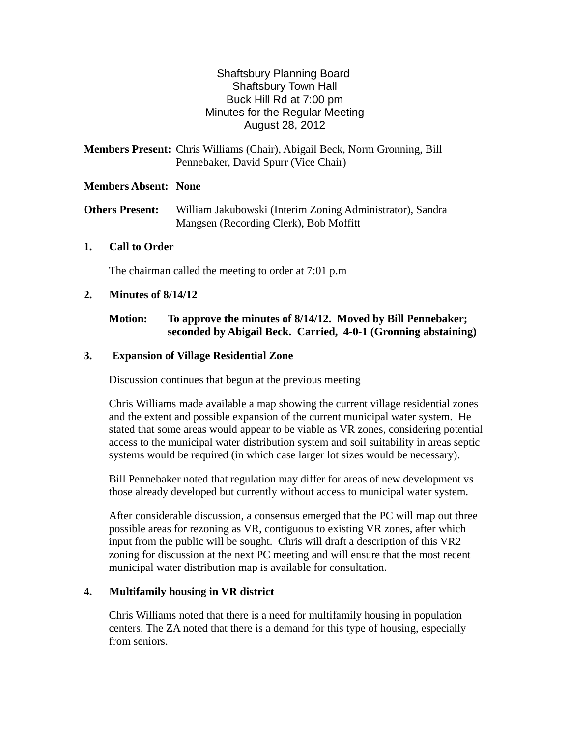# Shaftsbury Planning Board
Shaftsbury Town Hall
Buck Hill Rd at 7:00 pm
Minutes for the Regular Meeting
August 28, 2012

**Members Present:** Chris Williams (Chair), Abigail Beck, Norm Gronning, Bill Pennebaker, David Spurr (Vice Chair)

**Members Absent: None**

**Others Present:** William Jakubowski (Interim Zoning Administrator), Sandra Mangsen (Recording Clerk), Bob Moffitt

## 1. Call to Order

The chairman called the meeting to order at 7:01 p.m

## 2. Minutes of 8/14/12

**Motion: To approve the minutes of 8/14/12. Moved by Bill Pennebaker; seconded by Abigail Beck. Carried, 4-0-1 (Gronning abstaining)**

## 3. Expansion of Village Residential Zone

Discussion continues that begun at the previous meeting

Chris Williams made available a map showing the current village residential zones and the extent and possible expansion of the current municipal water system. He stated that some areas would appear to be viable as VR zones, considering potential access to the municipal water distribution system and soil suitability in areas septic systems would be required (in which case larger lot sizes would be necessary).

Bill Pennebaker noted that regulation may differ for areas of new development vs those already developed but currently without access to municipal water system.

After considerable discussion, a consensus emerged that the PC will map out three possible areas for rezoning as VR, contiguous to existing VR zones, after which input from the public will be sought. Chris will draft a description of this VR2 zoning for discussion at the next PC meeting and will ensure that the most recent municipal water distribution map is available for consultation.

## 4. Multifamily housing in VR district

Chris Williams noted that there is a need for multifamily housing in population centers. The ZA noted that there is a demand for this type of housing, especially from seniors.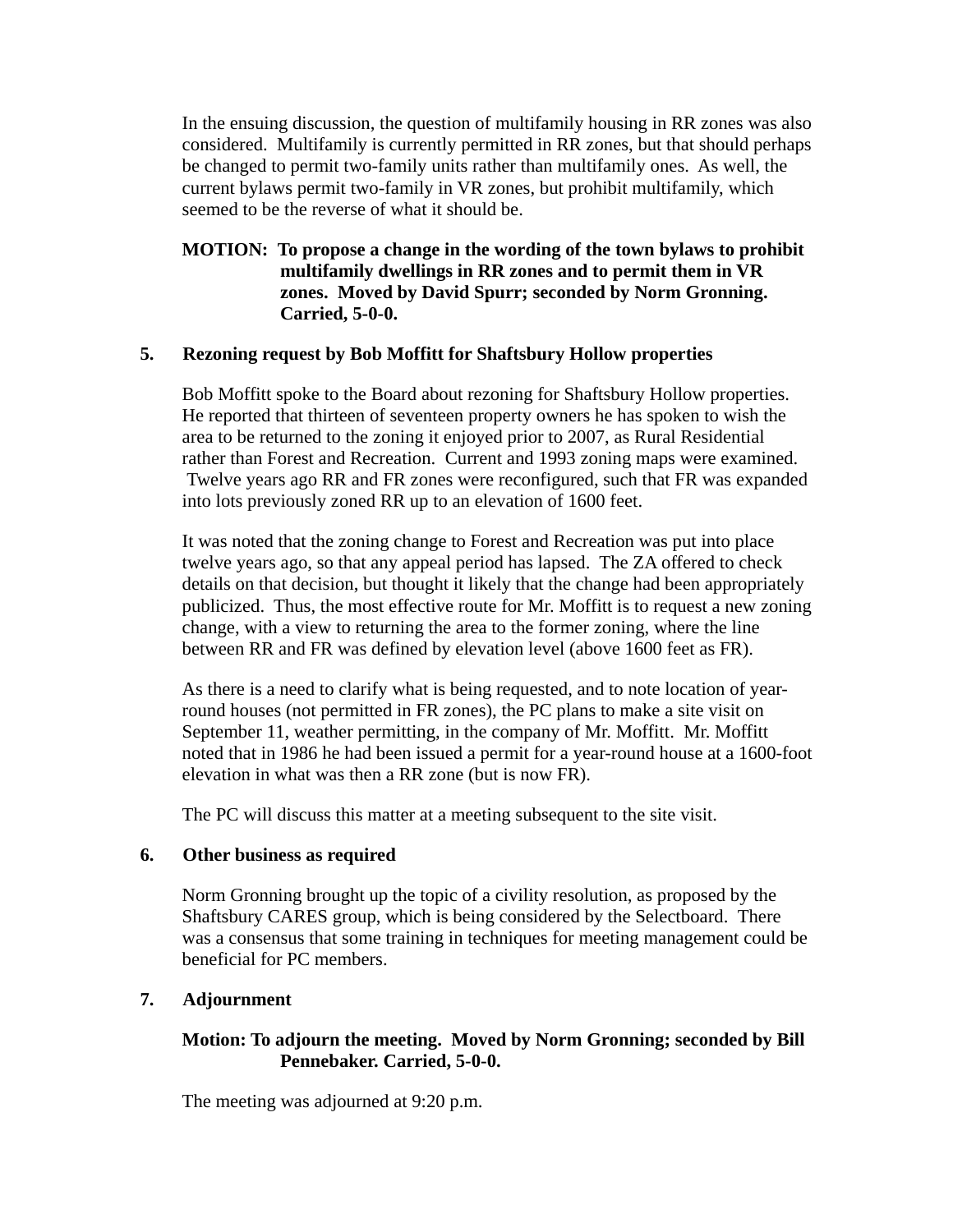In the ensuing discussion, the question of multifamily housing in RR zones was also considered. Multifamily is currently permitted in RR zones, but that should perhaps be changed to permit two-family units rather than multifamily ones. As well, the current bylaws permit two-family in VR zones, but prohibit multifamily, which seemed to be the reverse of what it should be.

**MOTION: To propose a change in the wording of the town bylaws to prohibit multifamily dwellings in RR zones and to permit them in VR zones. Moved by David Spurr; seconded by Norm Gronning. Carried, 5-0-0.**

**5. Rezoning request by Bob Moffitt for Shaftsbury Hollow properties**

Bob Moffitt spoke to the Board about rezoning for Shaftsbury Hollow properties. He reported that thirteen of seventeen property owners he has spoken to wish the area to be returned to the zoning it enjoyed prior to 2007, as Rural Residential rather than Forest and Recreation. Current and 1993 zoning maps were examined. Twelve years ago RR and FR zones were reconfigured, such that FR was expanded into lots previously zoned RR up to an elevation of 1600 feet.

It was noted that the zoning change to Forest and Recreation was put into place twelve years ago, so that any appeal period has lapsed. The ZA offered to check details on that decision, but thought it likely that the change had been appropriately publicized. Thus, the most effective route for Mr. Moffitt is to request a new zoning change, with a view to returning the area to the former zoning, where the line between RR and FR was defined by elevation level (above 1600 feet as FR).

As there is a need to clarify what is being requested, and to note location of year-round houses (not permitted in FR zones), the PC plans to make a site visit on September 11, weather permitting, in the company of Mr. Moffitt. Mr. Moffitt noted that in 1986 he had been issued a permit for a year-round house at a 1600-foot elevation in what was then a RR zone (but is now FR).

The PC will discuss this matter at a meeting subsequent to the site visit.

**6. Other business as required**

Norm Gronning brought up the topic of a civility resolution, as proposed by the Shaftsbury CARES group, which is being considered by the Selectboard. There was a consensus that some training in techniques for meeting management could be beneficial for PC members.

**7. Adjournment**

**Motion: To adjourn the meeting. Moved by Norm Gronning; seconded by Bill Pennebaker. Carried, 5-0-0.**

The meeting was adjourned at 9:20 p.m.